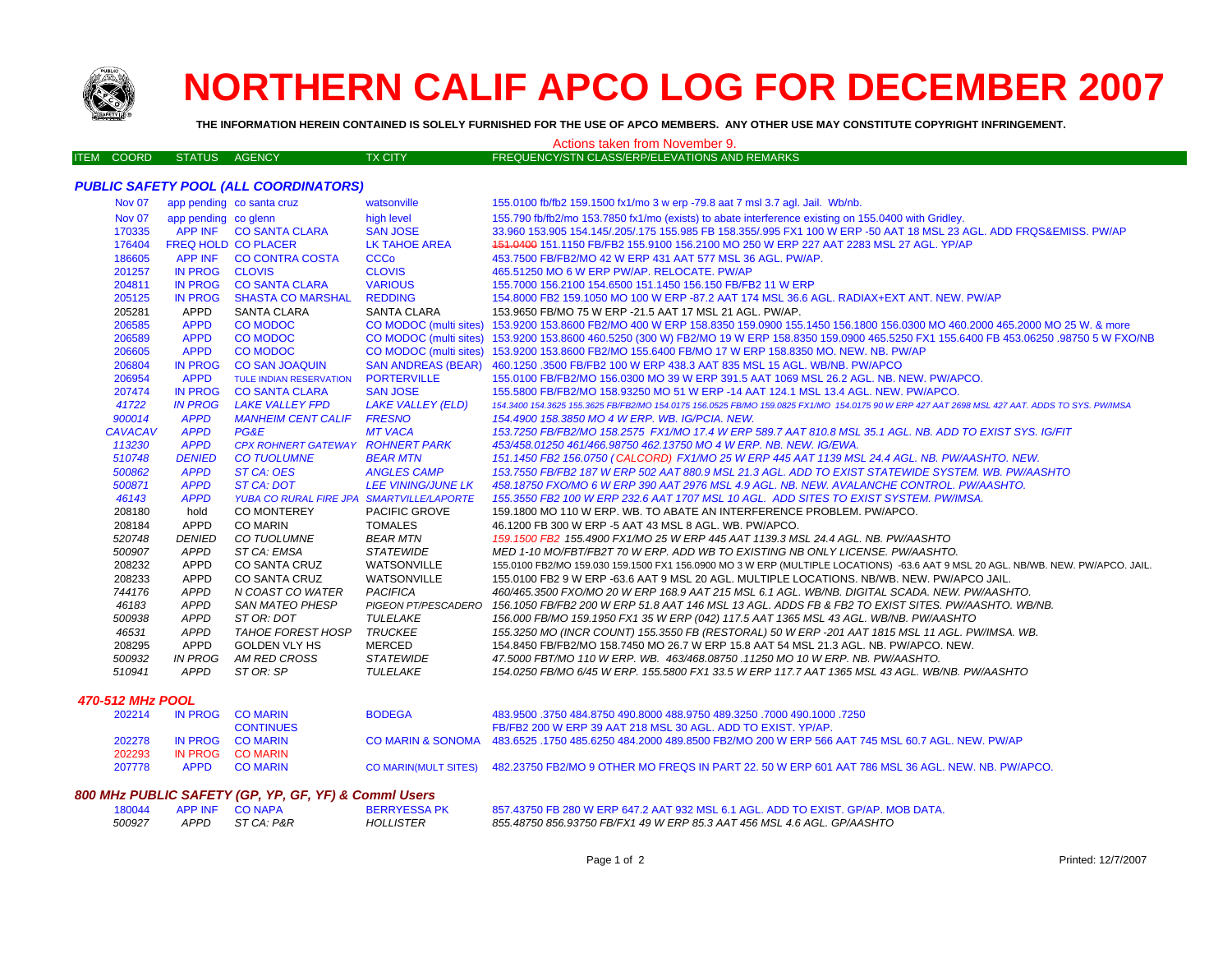# NORTHERN CALIF APCO LOG FOR DECEMBER 2007

**THE INFORMATION HEREIN CONTAINED IS SOLELY FURNISHED FOR THE USE OF APCO MEMBERS. ANY OTHER USE MAY CONSTITUTE COPYRIGHT INFRINGEMENT.**

Actions taken from November 9.

| ITEM COORD | STATUS | AGENCY | TX CITY | FREQUENCY/STN CLASS/ERP/ELEVATIONS AND REMARKS |
|---|---|---|---|---|

### *PUBLIC SAFETY POOL (ALL COORDINATORS)*

| ITEM COORD | STATUS | AGENCY | TX CITY | FREQUENCY/STN CLASS/ERP/ELEVATIONS AND REMARKS |
|---|---|---|---|---|
| Nov 07 | app pending | co santa cruz | watsonville | 155.0100 fb/fb2 159.1500 fx1/mo 3 w erp -79.8 aat 7 msl 3.7 agl. Jail. Wb/nb. |
| Nov 07 | app pending | co glenn | high level | 155.790 fb/fb2/mo 153.7850 fx1/mo (exists) to abate interference existing on 155.0400 with Gridley. |
| 170335 | APP INF | CO SANTA CLARA | SAN JOSE | 33.960 153.905 154.145/.205/.175 155.985 FB 158.355/.995 FX1 100 W ERP -50 AAT 18 MSL 23 AGL. ADD FRQS&EMISS. PW/AP |
| 176404 | FREQ HOLD | CO PLACER | LK TAHOE AREA | ~~151.0400~~ 151.1150 FB/FB2 155.9100 156.2100 MO 250 W ERP 227 AAT 2283 MSL 27 AGL. YP/AP |
| 186605 | APP INF | CO CONTRA COSTA | CCCo | 453.7500 FB/FB2/MO 42 W ERP 431 AAT 577 MSL 36 AGL. PW/AP. |
| 201257 | IN PROG | CLOVIS | CLOVIS | 465.51250 MO 6 W ERP PW/AP. RELOCATE. PW/AP |
| 204811 | IN PROG | CO SANTA CLARA | VARIOUS | 155.7000 156.2100 154.6500 151.1450 156.150 FB/FB2 11 W ERP |
| 205125 | IN PROG | SHASTA CO MARSHAL | REDDING | 154.8000 FB2 159.1050 MO 100 W ERP -87.2 AAT 174 MSL 36.6 AGL. RADIAX+EXT ANT. NEW. PW/AP |
| 205281 | APPD | SANTA CLARA | SANTA CLARA | 153.9650 FB/MO 75 W ERP -21.5 AAT 17 MSL 21 AGL. PW/AP. |
| 206585 | APPD | CO MODOC | CO MODOC (multi sites) | 153.9200 153.8600 FB2/MO 400 W ERP 158.8350 159.0900 155.1450 156.1800 156.0300 MO 460.2000 465.2000 MO 25 W. & more |
| 206589 | APPD | CO MODOC | CO MODOC (multi sites) | 153.9200 153.8600 460.5250 (300 W) FB2/MO 19 W ERP 158.8350 159.0900 465.5250 FX1 155.6400 FB 453.06250 .98750 5 W FXO/NB |
| 206605 | APPD | CO MODOC | CO MODOC (multi sites) | 153.9200 153.8600 FB2/MO 155.6400 FB/MO 17 W ERP 158.8350 MO. NEW. NB. PW/AP |
| 206804 | IN PROG | CO SAN JOAQUIN | SAN ANDREAS (BEAR) | 460.1250 .3500 FB/FB2 100 W ERP 438.3 AAT 835 MSL 15 AGL. WB/NB. PW/APCO |
| 206954 | APPD | TULE INDIAN RESERVATION | PORTERVILLE | 155.0100 FB/FB2/MO 156.0300 MO 39 W ERP 391.5 AAT 1069 MSL 26.2 AGL. NB. NEW. PW/APCO. |
| 207474 | IN PROG | CO SANTA CLARA | SAN JOSE | 155.5800 FB/FB2/MO 158.93250 MO 51 W ERP -14 AAT 124.1 MSL 13.4 AGL. NEW. PW/APCO. |
| *41722* | *IN PROG* | *LAKE VALLEY FPD* | *LAKE VALLEY (ELD)* | *154.3400 154.3625 155.3625 FB/FB2/MO 154.0175 156.0525 FB/MO 159.0825 FX1/MO 154.0175 90 W ERP 427 AAT 2698 MSL 427 AAT. ADDS TO SYS. PW/IMSA* |
| *900014* | *APPD* | *MANHEIM CENT CALIF* | *FRESNO* | *154.4900 158.3850 MO 4 W ERP. WB. IG/PCIA. NEW.* |
| *CAVACAV* | *APPD* | *PG&E* | *MT VACA* | *153.7250 FB/FB2/MO 158.2575 FX1/MO 17.4 W ERP 589.7 AAT 810.8 MSL 35.1 AGL. NB. ADD TO EXIST SYS. IG/FIT* |
| *113230* | *APPD* | *CPX ROHNERT GATEWAY* | *ROHNERT PARK* | *453/458.01250 461/466.98750 462.13750 MO 4 W ERP. NB. NEW. IG/EWA.* |
| *510748* | *DENIED* | *CO TUOLUMNE* | *BEAR MTN* | *151.1450 FB2 156.0750 (CALCORD) FX1/MO 25 W ERP 445 AAT 1139 MSL 24.4 AGL. NB. PW/AASHTO. NEW.* |
| *500862* | *APPD* | *ST CA: OES* | *ANGLES CAMP* | *153.7550 FB/FB2 187 W ERP 502 AAT 880.9 MSL 21.3 AGL. ADD TO EXIST STATEWIDE SYSTEM. WB. PW/AASHTO* |
| *500871* | *APPD* | *ST CA: DOT* | *LEE VINING/JUNE LK* | *458.18750 FXO/MO 6 W ERP 390 AAT 2976 MSL 4.9 AGL. NB. NEW. AVALANCHE CONTROL. PW/AASHTO.* |
| *46143* | *APPD* | *YUBA CO RURAL FIRE JPA* | *SMARTVILLE/LAPORTE* | *155.3550 FB2 100 W ERP 232.6 AAT 1707 MSL 10 AGL. ADD SITES TO EXIST SYSTEM. PW/IMSA.* |
| 208180 | hold | CO MONTEREY | PACIFIC GROVE | 159.1800 MO 110 W ERP. WB. TO ABATE AN INTERFERENCE PROBLEM. PW/APCO. |
| 208184 | APPD | CO MARIN | TOMALES | 46.1200 FB 300 W ERP -5 AAT 43 MSL 8 AGL. WB. PW/APCO. |
| *520748* | *DENIED* | *CO TUOLUMNE* | *BEAR MTN* | *159.1500 FB2 155.4900 FX1/MO 25 W ERP 445 AAT 1139.3 MSL 24.4 AGL. NB. PW/AASHTO* |
| *500907* | *APPD* | *ST CA: EMSA* | *STATEWIDE* | *MED 1-10 MO/FBT/FB2T 70 W ERP. ADD WB TO EXISTING NB ONLY LICENSE. PW/AASHTO.* |
| 208232 | APPD | CO SANTA CRUZ | WATSONVILLE | 155.0100 FB2/MO 159.030 159.1500 FX1 156.0900 MO 3 W ERP (MULTIPLE LOCATIONS) -63.6 AAT 9 MSL 20 AGL. NB/WB. NEW. PW/APCO. JAIL. |
| 208233 | APPD | CO SANTA CRUZ | WATSONVILLE | 155.0100 FB2 9 W ERP -63.6 AAT 9 MSL 20 AGL. MULTIPLE LOCATIONS. NB/WB. NEW. PW/APCO JAIL. |
| *744176* | *APPD* | *N COAST CO WATER* | *PACIFICA* | *460/465.3500 FXO/MO 20 W ERP 168.9 AAT 215 MSL 6.1 AGL. WB/NB. DIGITAL SCADA. NEW. PW/AASHTO.* |
| *46183* | *APPD* | *SAN MATEO PHESP* | *PIGEON PT/PESCADERO* | *156.1050 FB/FB2 200 W ERP 51.8 AAT 146 MSL 13 AGL. ADDS FB & FB2 TO EXIST SITES. PW/AASHTO. WB/NB.* |
| *500938* | *APPD* | *ST OR: DOT* | *TULELAKE* | *156.000 FB/MO 159.1950 FX1 35 W ERP (042) 117.5 AAT 1365 MSL 43 AGL. WB/NB. PW/AASHTO* |
| *46531* | *APPD* | *TAHOE FOREST HOSP* | *TRUCKEE* | *155.3250 MO (INCR COUNT) 155.3550 FB (RESTORAL) 50 W ERP -201 AAT 1815 MSL 11 AGL. PW/IMSA. WB.* |
| 208295 | APPD | GOLDEN VLY HS | MERCED | 154.8450 FB/FB2/MO 158.7450 MO 26.7 W ERP 15.8 AAT 54 MSL 21.3 AGL. NB. PW/APCO. NEW. |
| *500932* | *IN PROG* | *AM RED CROSS* | *STATEWIDE* | *47.5000 FBT/MO 110 W ERP. WB. 463/468.08750 .11250 MO 10 W ERP. NB. PW/AASHTO.* |
| *510941* | *APPD* | *ST OR: SP* | *TULELAKE* | *154.0250 FB/MO 6/45 W ERP. 155.5800 FX1 33.5 W ERP 117.7 AAT 1365 MSL 43 AGL. WB/NB. PW/AASHTO* |

### *470-512 MHz POOL*

| ITEM COORD | STATUS | AGENCY | TX CITY | FREQUENCY/STN CLASS/ERP/ELEVATIONS AND REMARKS |
|---|---|---|---|---|
| 202214 | IN PROG | CO MARIN | BODEGA | 483.9500 .3750 484.8750 490.8000 488.9750 489.3250 .7000 490.1000 .7250 |
| | | CONTINUES | | FB/FB2 200 W ERP 39 AAT 218 MSL 30 AGL. ADD TO EXIST. YP/AP. |
| 202278 | IN PROG | CO MARIN | CO MARIN & SONOMA | 483.6525 .1750 485.6250 484.2000 489.8500 FB2/MO 200 W ERP 566 AAT 745 MSL 60.7 AGL. NEW. PW/AP |
| 202293 | IN PROG | CO MARIN | | |
| 207778 | APPD | CO MARIN | CO MARIN(MULT SITES) | 482.23750 FB2/MO 9 OTHER MO FREQS IN PART 22. 50 W ERP 601 AAT 786 MSL 36 AGL. NEW. NB. PW/APCO. |

### *800 MHz PUBLIC SAFETY (GP, YP, GF, YF) & Comml Users*

| ITEM COORD | STATUS | AGENCY | TX CITY | FREQUENCY/STN CLASS/ERP/ELEVATIONS AND REMARKS |
|---|---|---|---|---|
| 180044 | APP INF | CO NAPA | BERRYESSA PK | 857.43750 FB 280 W ERP 647.2 AAT 932 MSL 6.1 AGL. ADD TO EXIST. GP/AP. MOB DATA. |
| *500927* | *APPD* | *ST CA: P&R* | *HOLLISTER* | *855.48750 856.93750 FB/FX1 49 W ERP 85.3 AAT 456 MSL 4.6 AGL. GP/AASHTO* |

Printed: 12/7/2007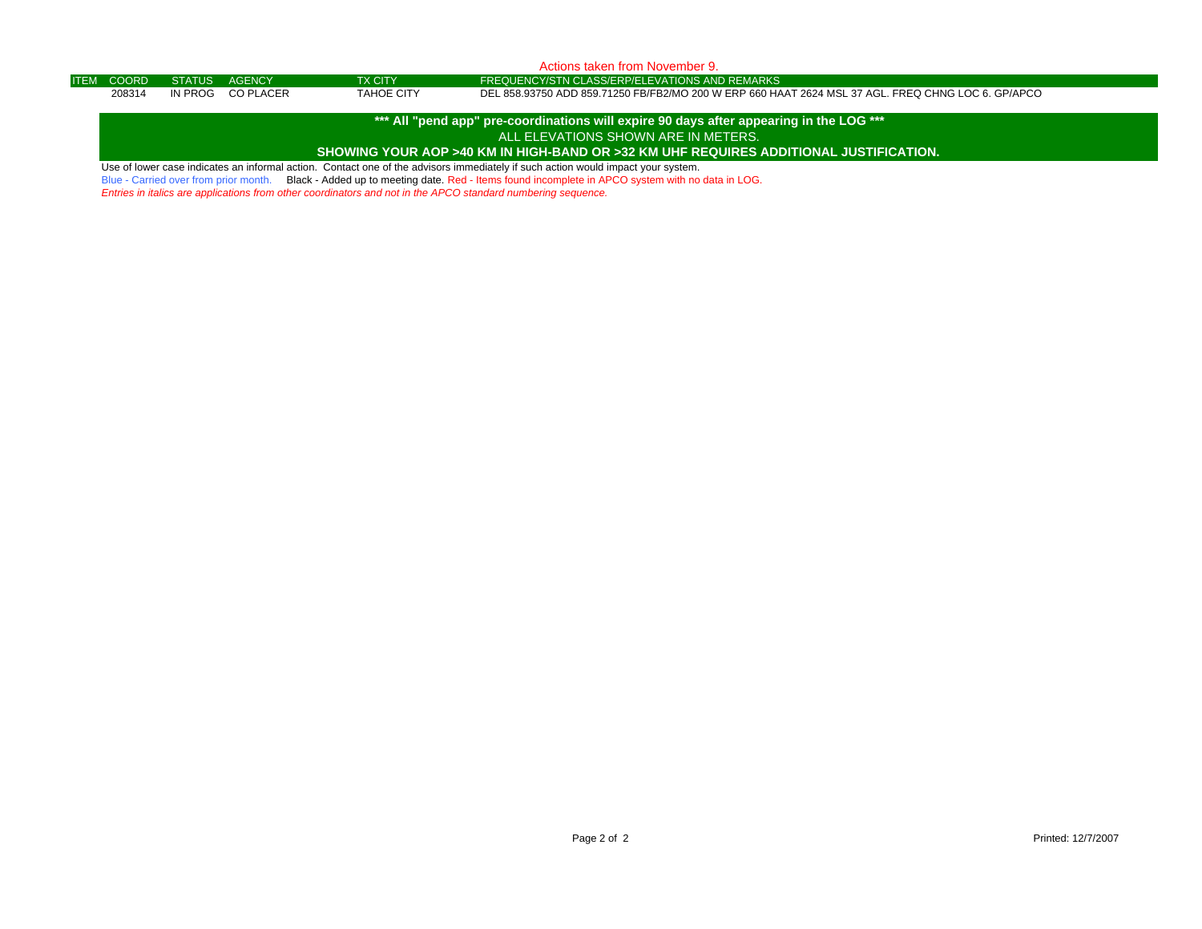Actions taken from November 9.

| ITEM | COORD | STATUS | AGENCY | TX CITY | FREQUENCY/STN CLASS/ERP/ELEVATIONS AND REMARKS |
|---|---|---|---|---|---|
| | 208314 | IN PROG | CO PLACER | TAHOE CITY | DEL 858.93750 ADD 859.71250 FB/FB2/MO 200 W ERP 660 HAAT 2624 MSL 37 AGL. FREQ CHNG LOC 6. GP/APCO |

**\*\*\* All "pend app" pre-coordinations will expire 90 days after appearing in the LOG \*\*\***

ALL ELEVATIONS SHOWN ARE IN METERS.

**SHOWING YOUR AOP >40 KM IN HIGH-BAND OR >32 KM UHF REQUIRES ADDITIONAL JUSTIFICATION.**

Use of lower case indicates an informal action. Contact one of the advisors immediately if such action would impact your system.

Blue - Carried over from prior month. Black - Added up to meeting date. Red - Items found incomplete in APCO system with no data in LOG.

*Entries in italics are applications from other coordinators and not in the APCO standard numbering sequence.*

Printed: 12/7/2007